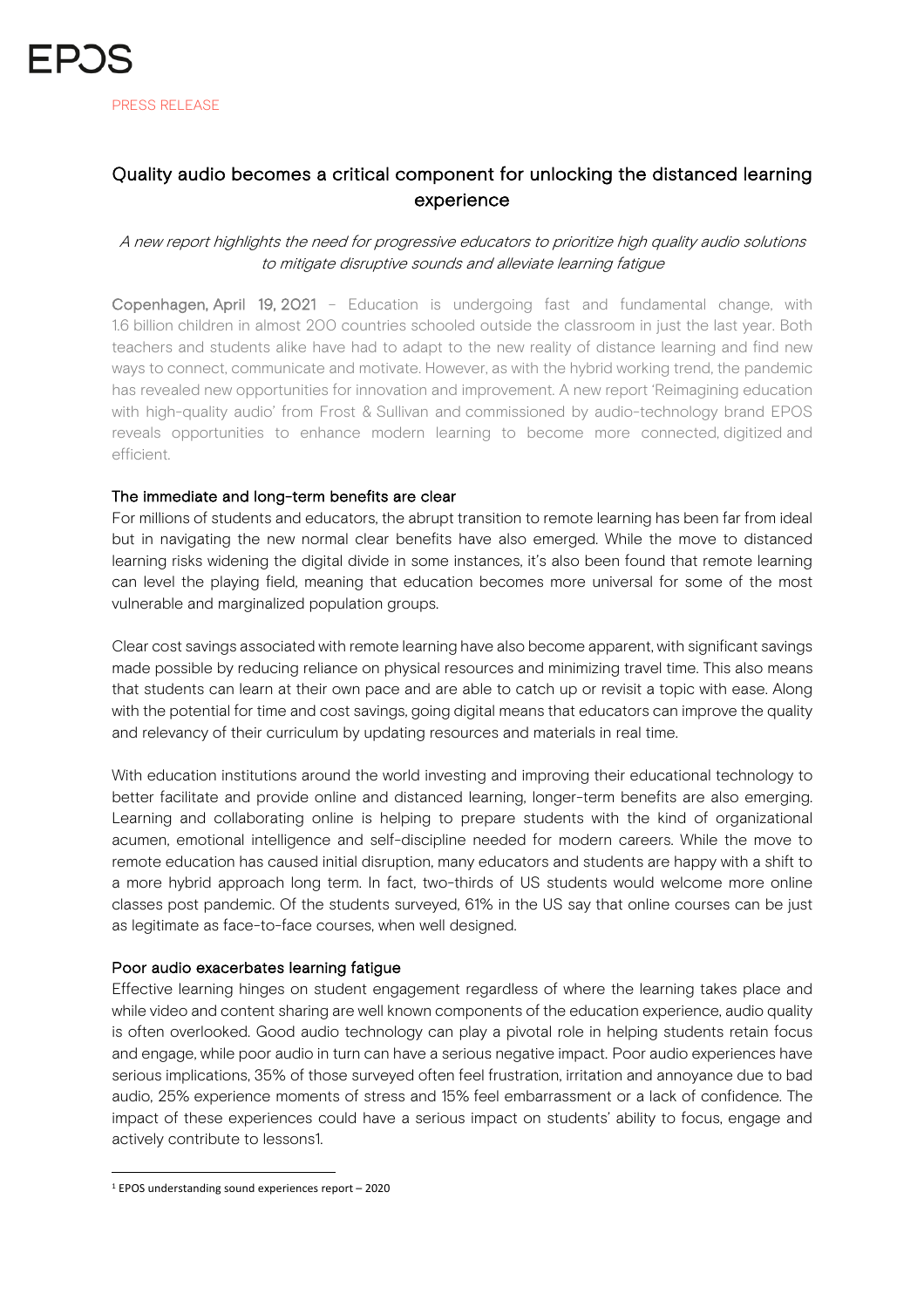EPOS

PRESS RELEASE

# Quality audio becomes a critical component for unlocking the distanced learning experience

*A new report highlights the need for progressive educators to prioritize high quality audio solutions to mitigate disruptive sounds and alleviate learning fatigue*

**Copenhagen, April 19, 2021** – Education is undergoing fast and fundamental change, with 1.6 billion children in almost 200 countries schooled outside the classroom in just the last year. Both teachers and students alike have had to adapt to the new reality of distance learning and find new ways to connect, communicate and motivate. However, as with the hybrid working trend, the pandemic has revealed new opportunities for innovation and improvement. A new report 'Reimagining education with high-quality audio' from Frost & Sullivan and commissioned by audio-technology brand EPOS reveals opportunities to enhance modern learning to become more connected, digitized and efficient.

## The immediate and long-term benefits are clear

For millions of students and educators, the abrupt transition to remote learning has been far from ideal but in navigating the new normal clear benefits have also emerged. While the move to distanced learning risks widening the digital divide in some instances, it's also been found that remote learning can level the playing field, meaning that education becomes more universal for some of the most vulnerable and marginalized population groups.

Clear cost savings associated with remote learning have also become apparent, with significant savings made possible by reducing reliance on physical resources and minimizing travel time. This also means that students can learn at their own pace and are able to catch up or revisit a topic with ease. Along with the potential for time and cost savings, going digital means that educators can improve the quality and relevancy of their curriculum by updating resources and materials in real time.

With education institutions around the world investing and improving their educational technology to better facilitate and provide online and distanced learning, longer-term benefits are also emerging. Learning and collaborating online is helping to prepare students with the kind of organizational acumen, emotional intelligence and self-discipline needed for modern careers. While the move to remote education has caused initial disruption, many educators and students are happy with a shift to a more hybrid approach long term. In fact, two-thirds of US students would welcome more online classes post pandemic. Of the students surveyed, 61% in the US say that online courses can be just as legitimate as face-to-face courses, when well designed.

## Poor audio exacerbates learning fatigue

Effective learning hinges on student engagement regardless of where the learning takes place and while video and content sharing are well known components of the education experience, audio quality is often overlooked. Good audio technology can play a pivotal role in helping students retain focus and engage, while poor audio in turn can have a serious negative impact. Poor audio experiences have serious implications, 35% of those surveyed often feel frustration, irritation and annoyance due to bad audio, 25% experience moments of stress and 15% feel embarrassment or a lack of confidence. The impact of these experiences could have a serious impact on students' ability to focus, engage and actively contribute to lessons[1].

[1] EPOS understanding sound experiences report – 2020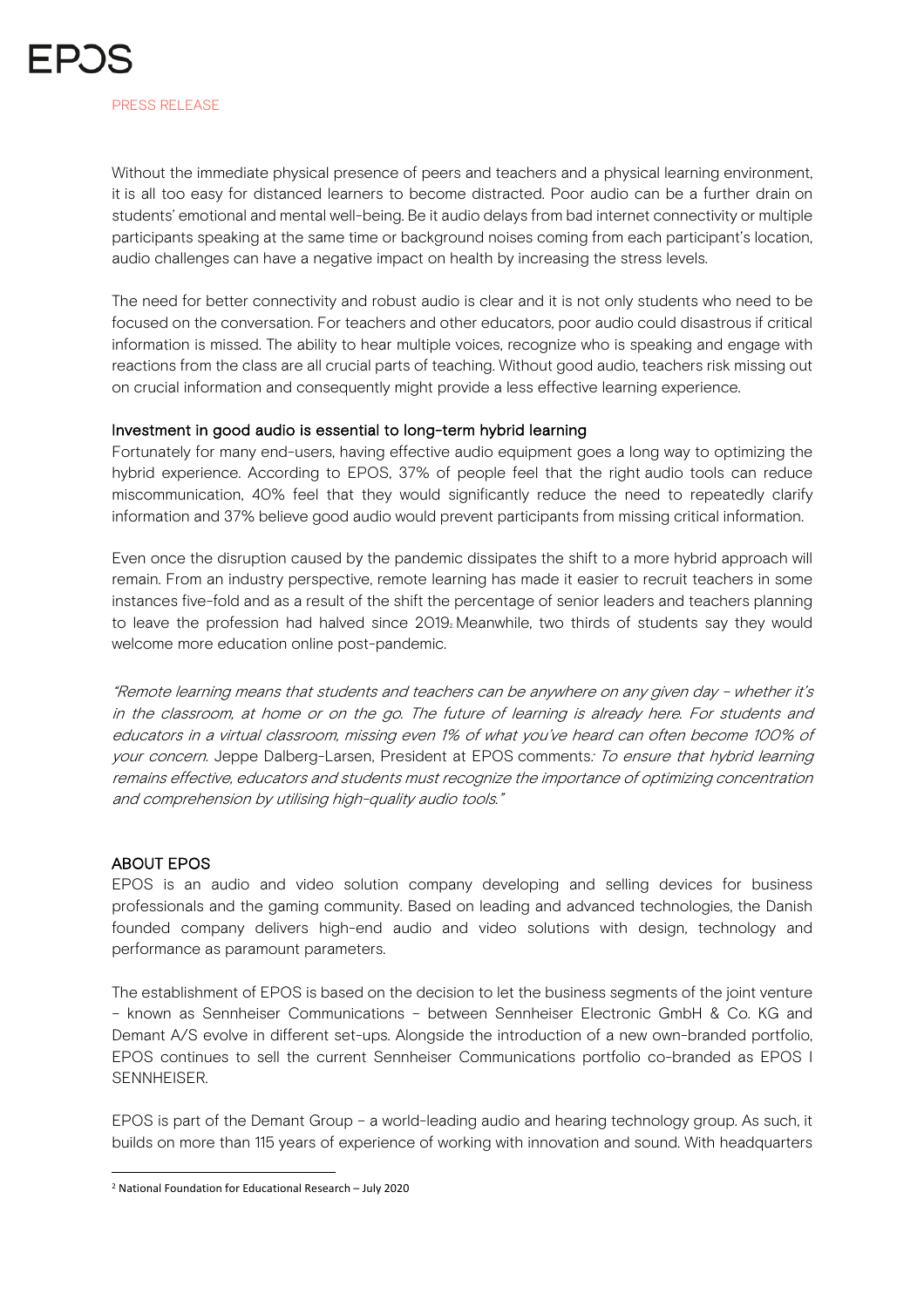Without the immediate physical presence of peers and teachers and a physical learning environment, it is all too easy for distanced learners to become distracted. Poor audio can be a further drain on students' emotional and mental well-being. Be it audio delays from bad internet connectivity or multiple participants speaking at the same time or background noises coming from each participant's location, audio challenges can have a negative impact on health by increasing the stress levels.

The need for better connectivity and robust audio is clear and it is not only students who need to be focused on the conversation. For teachers and other educators, poor audio could disastrous if critical information is missed. The ability to hear multiple voices, recognize who is speaking and engage with reactions from the class are all crucial parts of teaching. Without good audio, teachers risk missing out on crucial information and consequently might provide a less effective learning experience.

### Investment in good audio is essential to long-term hybrid learning

Fortunately for many end-users, having effective audio equipment goes a long way to optimizing the hybrid experience. According to EPOS, 37% of people feel that the right audio tools can reduce miscommunication, 40% feel that they would significantly reduce the need to repeatedly clarify information and 37% believe good audio would prevent participants from missing critical information.

Even once the disruption caused by the pandemic dissipates the shift to a more hybrid approach will remain. From an industry perspective, remote learning has made it easier to recruit teachers in some instances five-fold and as a result of the shift the percentage of senior leaders and teachers planning to leave the profession had halved since 2019.[2] Meanwhile, two thirds of students say they would welcome more education online post-pandemic.

*"Remote learning means that students and teachers can be anywhere on any given day – whether it's in the classroom, at home or on the go. The future of learning is already here. For students and educators in a virtual classroom, missing even 1% of what you've heard can often become 100% of your concern.* Jeppe Dalberg-Larsen, President at EPOS comments*: To ensure that hybrid learning remains effective, educators and students must recognize the importance of optimizing concentration and comprehension by utilising high-quality audio tools."*

### ABOUT EPOS

EPOS is an audio and video solution company developing and selling devices for business professionals and the gaming community. Based on leading and advanced technologies, the Danish founded company delivers high-end audio and video solutions with design, technology and performance as paramount parameters.

The establishment of EPOS is based on the decision to let the business segments of the joint venture – known as Sennheiser Communications – between Sennheiser Electronic GmbH & Co. KG and Demant A/S evolve in different set-ups. Alongside the introduction of a new own-branded portfolio, EPOS continues to sell the current Sennheiser Communications portfolio co-branded as EPOS I SENNHEISER.

EPOS is part of the Demant Group – a world-leading audio and hearing technology group. As such, it builds on more than 115 years of experience of working with innovation and sound. With headquarters

---

[2] National Foundation for Educational Research – July 2020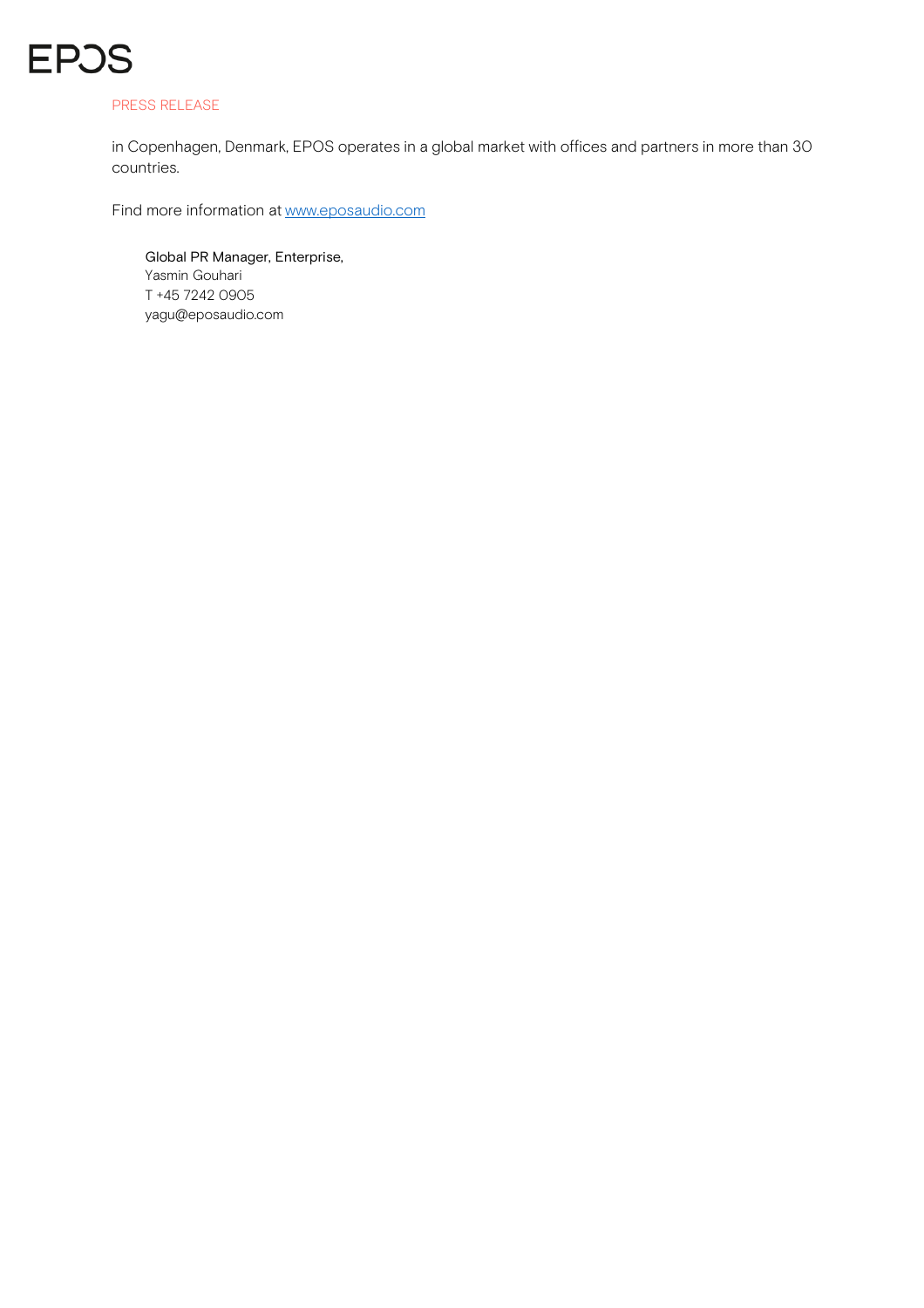PRESS RELEASE

in Copenhagen, Denmark, EPOS operates in a global market with offices and partners in more than 30 countries.

Find more information at [www.eposaudio.com](http://www.eposaudio.com)

Global PR Manager, Enterprise,
Yasmin Gouhari
T +45 7242 0905
yagu@eposaudio.com